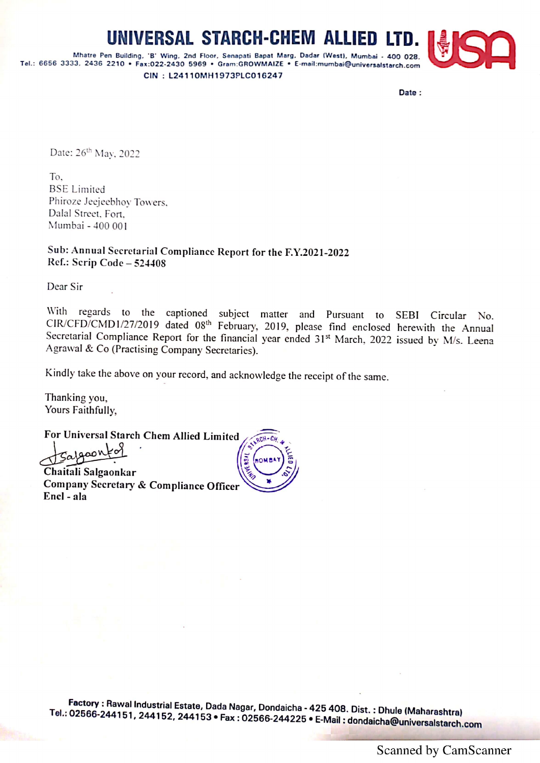# UNIVERSAL STARCH-CHEM ALLIED LTD.

Mhatre Pen Building, 'B' Wing, 2nd Floor, Senapati Bapat Marg, Dadar (West), Mumbai - 400 028.
Tel.: 6656 3333, 2436 2210 • Fax:022-2430 5969 • Gram:GROWMAIZE • E-mail:mumbai@universalstarch.com

CIN : L24110MH1973PLC016247

Date :

Date: 26th May, 2022

To,
BSE Limited
Phiroze Jeejeebhoy Towers,
Dalal Street, Fort,
Mumbai - 400 001

**Sub: Annual Secretarial Compliance Report for the F.Y.2021-2022**
**Ref.: Scrip Code – 524408**

Dear Sir

With regards to the captioned subject matter and Pursuant to SEBI Circular No. CIR/CFD/CMD1/27/2019 dated 08th February, 2019, please find enclosed herewith the Annual Secretarial Compliance Report for the financial year ended 31st March, 2022 issued by M/s. Leena Agrawal & Co (Practising Company Secretaries).

Kindly take the above on your record, and acknowledge the receipt of the same.

Thanking you,
Yours Faithfully,

**For Universal Starch Chem Allied Limited**

**Chaitali Salgaonkar**
**Company Secretary & Compliance Officer**
**Encl - ala**

**Factory : Rawal Industrial Estate, Dada Nagar, Dondaicha - 425 408. Dist. : Dhule (Maharashtra)**
**Tel.: 02566-244151, 244152, 244153 • Fax : 02566-244225 • E-Mail : dondaicha@universalstarch.com**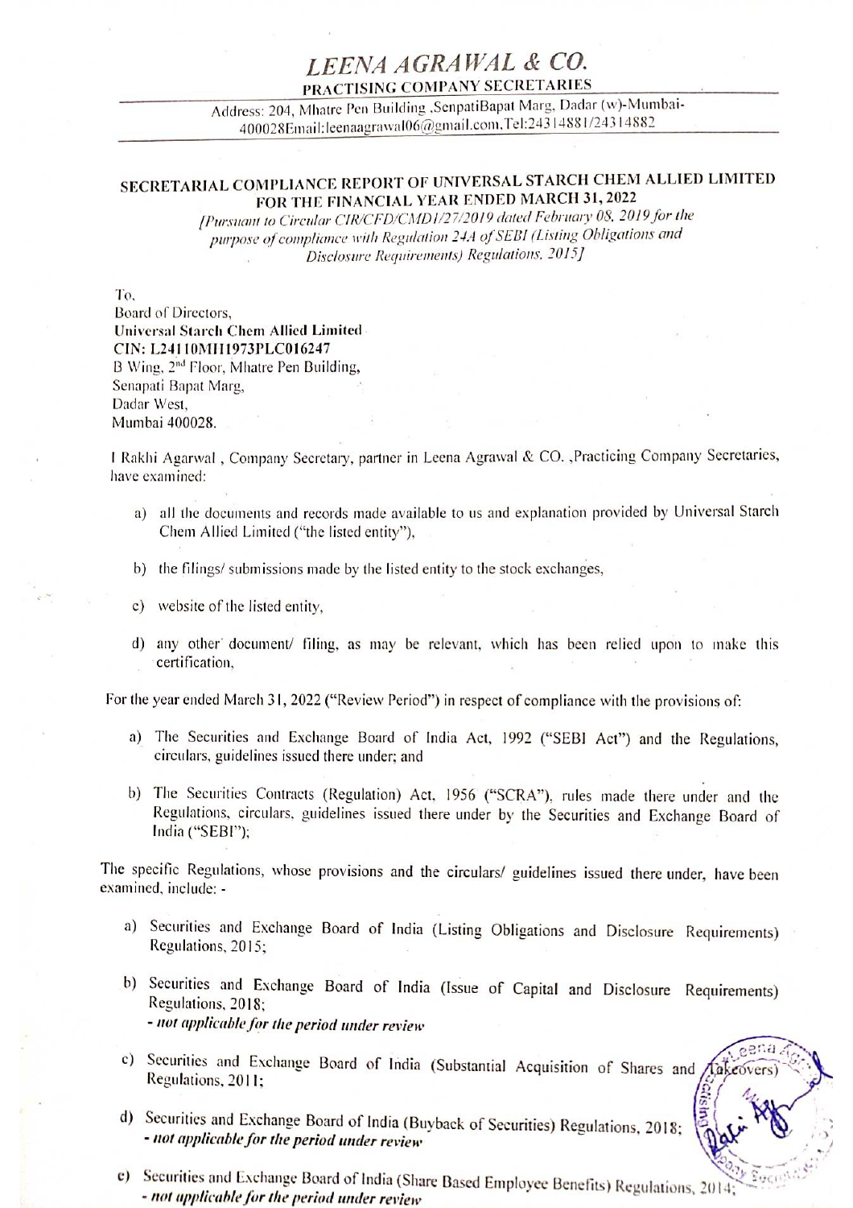# LEENA AGRAWAL & CO.

**PRACTISING COMPANY SECRETARIES**

Address: 204, Mhatre Pen Building ,SenpatiBapat Marg, Dadar (w)-Mumbai-400028Email:leenaagrawal06@gmail.com,Tel:24314881/24314882

## SECRETARIAL COMPLIANCE REPORT OF UNIVERSAL STARCH CHEM ALLIED LIMITED FOR THE FINANCIAL YEAR ENDED MARCH 31, 2022

*[Pursuant to Circular CIR/CFD/CMD1/27/2019 dated February 08, 2019 for the purpose of compliance with Regulation 24A of SEBI (Listing Obligations and Disclosure Requirements) Regulations, 2015]*

To,
Board of Directors,
**Universal Starch Chem Allied Limited**
**CIN: L24110MH1973PLC016247**
B Wing, 2nd Floor, Mhatre Pen Building,
Senapati Bapat Marg,
Dadar West,
Mumbai 400028.

I Rakhi Agarwal , Company Secretary, partner in Leena Agrawal & CO. ,Practicing Company Secretaries, have examined:

a) all the documents and records made available to us and explanation provided by Universal Starch Chem Allied Limited ("the listed entity"),

b) the filings/ submissions made by the listed entity to the stock exchanges,

c) website of the listed entity,

d) any other document/ filing, as may be relevant, which has been relied upon to make this certification,

For the year ended March 31, 2022 ("Review Period") in respect of compliance with the provisions of:

a) The Securities and Exchange Board of India Act, 1992 ("SEBI Act") and the Regulations, circulars, guidelines issued there under; and

b) The Securities Contracts (Regulation) Act, 1956 ("SCRA"), rules made there under and the Regulations, circulars, guidelines issued there under by the Securities and Exchange Board of India ("SEBI");

The specific Regulations, whose provisions and the circulars/ guidelines issued there under, have been examined, include: -

a) Securities and Exchange Board of India (Listing Obligations and Disclosure Requirements) Regulations, 2015;

b) Securities and Exchange Board of India (Issue of Capital and Disclosure Requirements) Regulations, 2018;
*- not applicable for the period under review*

c) Securities and Exchange Board of India (Substantial Acquisition of Shares and Takeovers) Regulations, 2011;

d) Securities and Exchange Board of India (Buyback of Securities) Regulations, 2018;
*- not applicable for the period under review*

e) Securities and Exchange Board of India (Share Based Employee Benefits) Regulations, 2014;
*- not applicable for the period under review*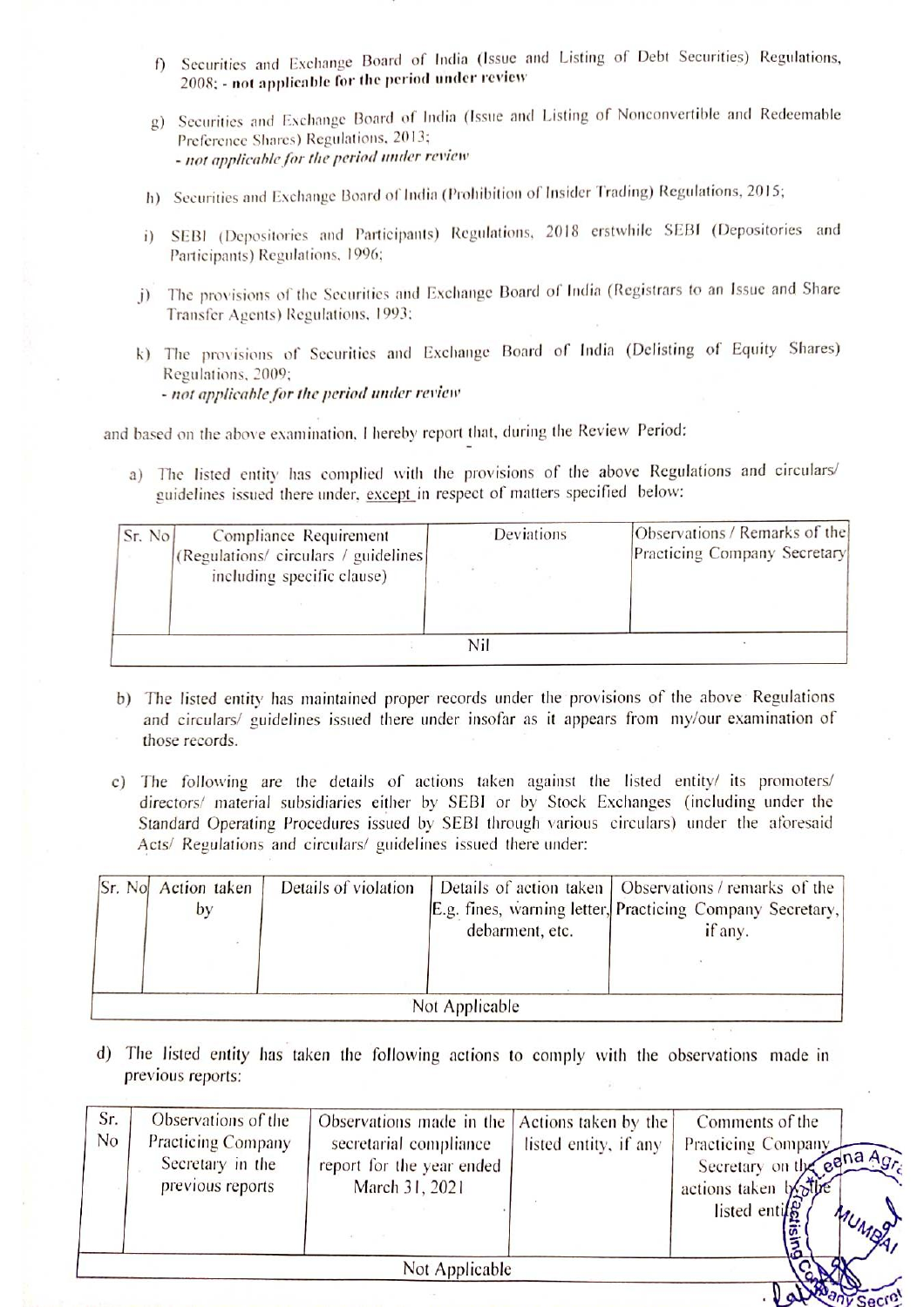f) Securities and Exchange Board of India (Issue and Listing of Debt Securities) Regulations, 2008; - **not applicable for the period under review**

g) Securities and Exchange Board of India (Issue and Listing of Nonconvertible and Redeemable Preference Shares) Regulations, 2013;
*- not applicable for the period under review*

h) Securities and Exchange Board of India (Prohibition of Insider Trading) Regulations, 2015;

i) SEBI (Depositories and Participants) Regulations, 2018 erstwhile SEBI (Depositories and Participants) Regulations, 1996;

j) The provisions of the Securities and Exchange Board of India (Registrars to an Issue and Share Transfer Agents) Regulations, 1993;

k) The provisions of Securities and Exchange Board of India (Delisting of Equity Shares) Regulations, 2009;
*- not applicable for the period under review*

and based on the above examination, I hereby report that, during the Review Period:

a) The listed entity has complied with the provisions of the above Regulations and circulars/ guidelines issued there under, except in respect of matters specified below:

| Sr. No | Compliance Requirement (Regulations/ circulars / guidelines including specific clause) | Deviations | Observations / Remarks of the Practicing Company Secretary |
|---|---|---|---|
| | | Nil | |

b) The listed entity has maintained proper records under the provisions of the above Regulations and circulars/ guidelines issued there under insofar as it appears from my/our examination of those records.

c) The following are the details of actions taken against the listed entity/ its promoters/ directors/ material subsidiaries either by SEBI or by Stock Exchanges (including under the Standard Operating Procedures issued by SEBI through various circulars) under the aforesaid Acts/ Regulations and circulars/ guidelines issued there under:

| Sr. No | Action taken by | Details of violation | Details of action taken E.g. fines, warning letter, debarment, etc. | Observations / remarks of the Practicing Company Secretary, if any. |
|---|---|---|---|---|
| | | Not Applicable | | |

d) The listed entity has taken the following actions to comply with the observations made in previous reports:

| Sr. No | Observations of the Practicing Company Secretary in the previous reports | Observations made in the secretarial compliance report for the year ended March 31, 2021 | Actions taken by the listed entity, if any | Comments of the Practicing Company Secretary on the actions taken by the listed entity |
|---|---|---|---|---|
| | | Not Applicable | | |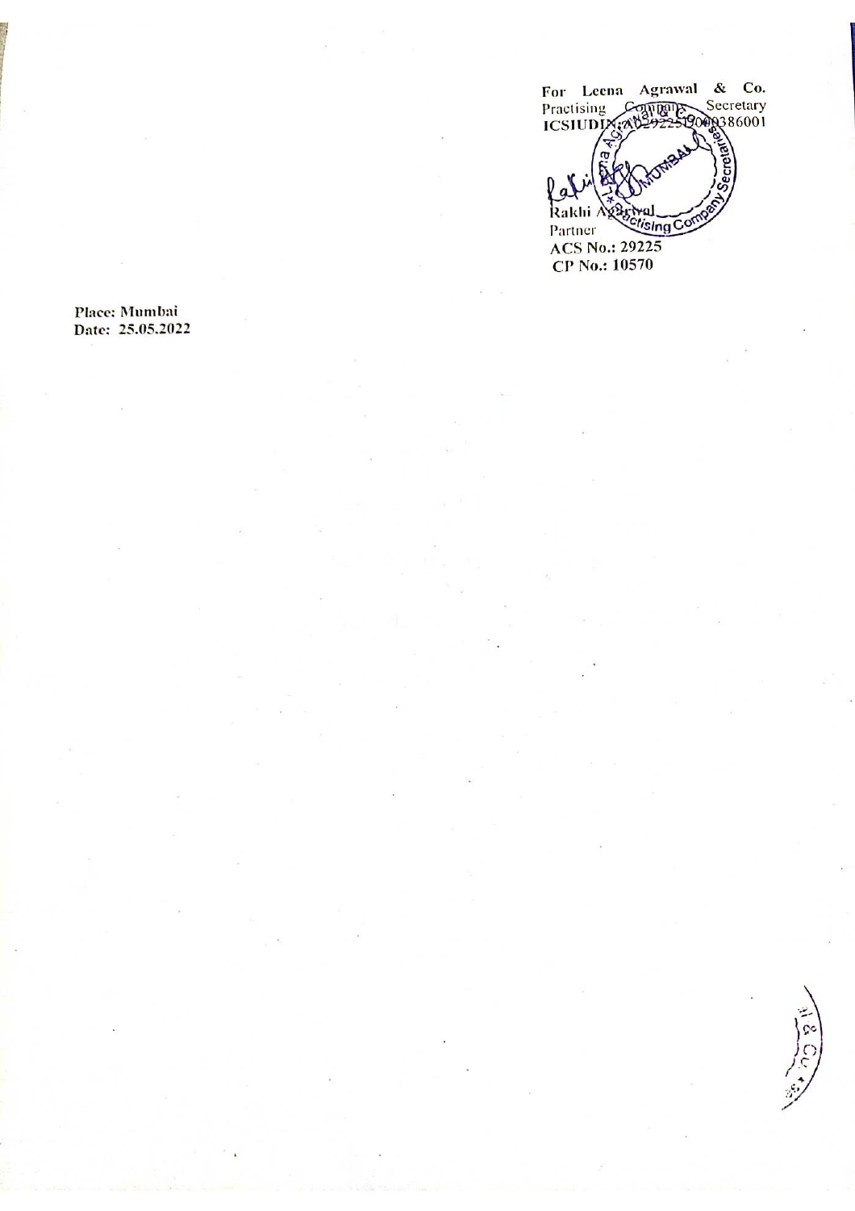For Leena Agrawal & Co.
Practising Company Secretary
ICSIUDIN:A029225D000386001

Rakhi Agarwal
Partner
ACS No.: 29225
CP No.: 10570

Place: Mumbai
Date: 25.05.2022